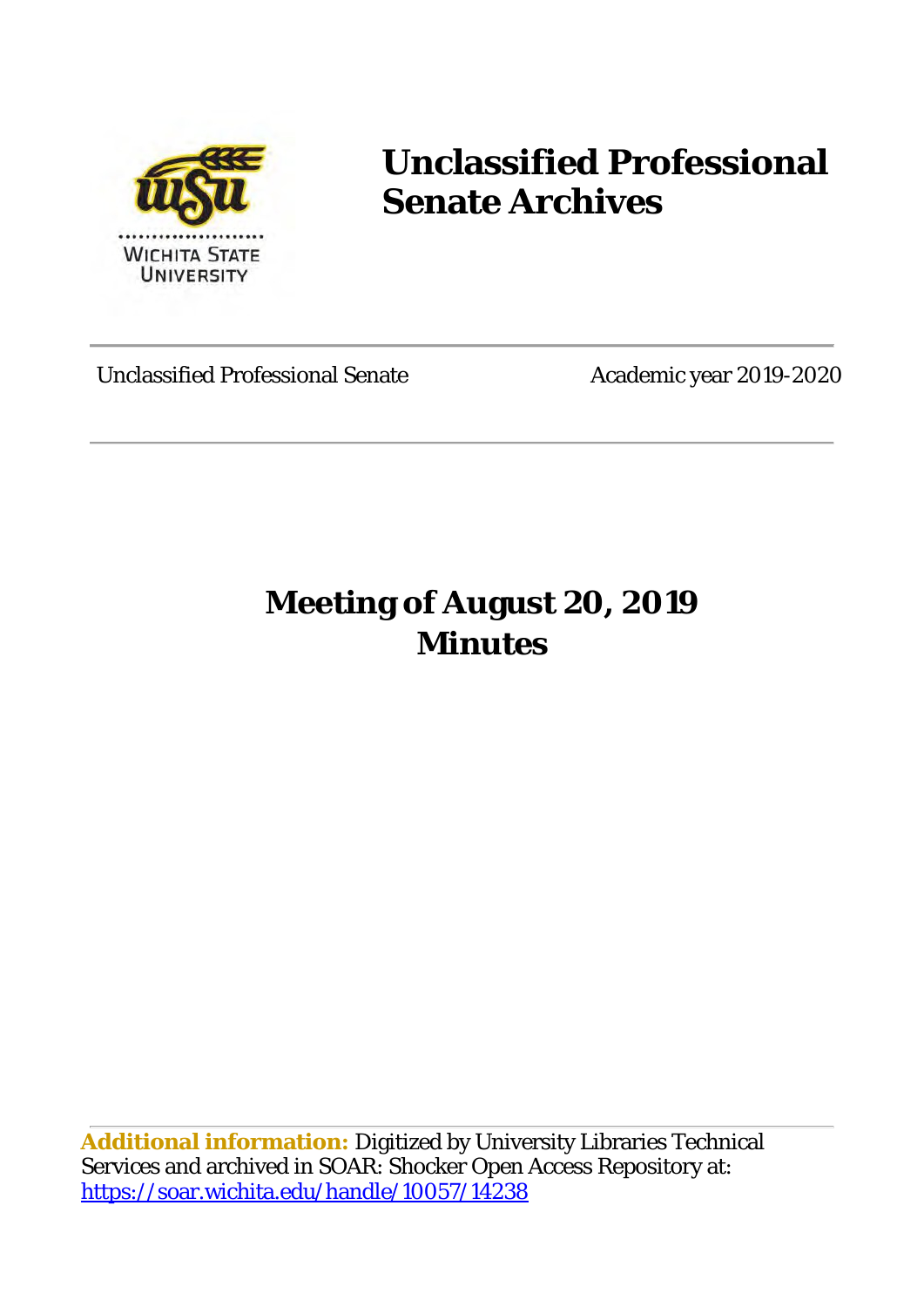# Unclassified Professional Senate Archives

Unclassified Professional Senate | Academic year 2019-2020

## Meeting of August 20, 2019
## Minutes

**Additional information:** Digitized by University Libraries Technical Services and archived in SOAR: Shocker Open Access Repository at: https://soar.wichita.edu/handle/10057/14238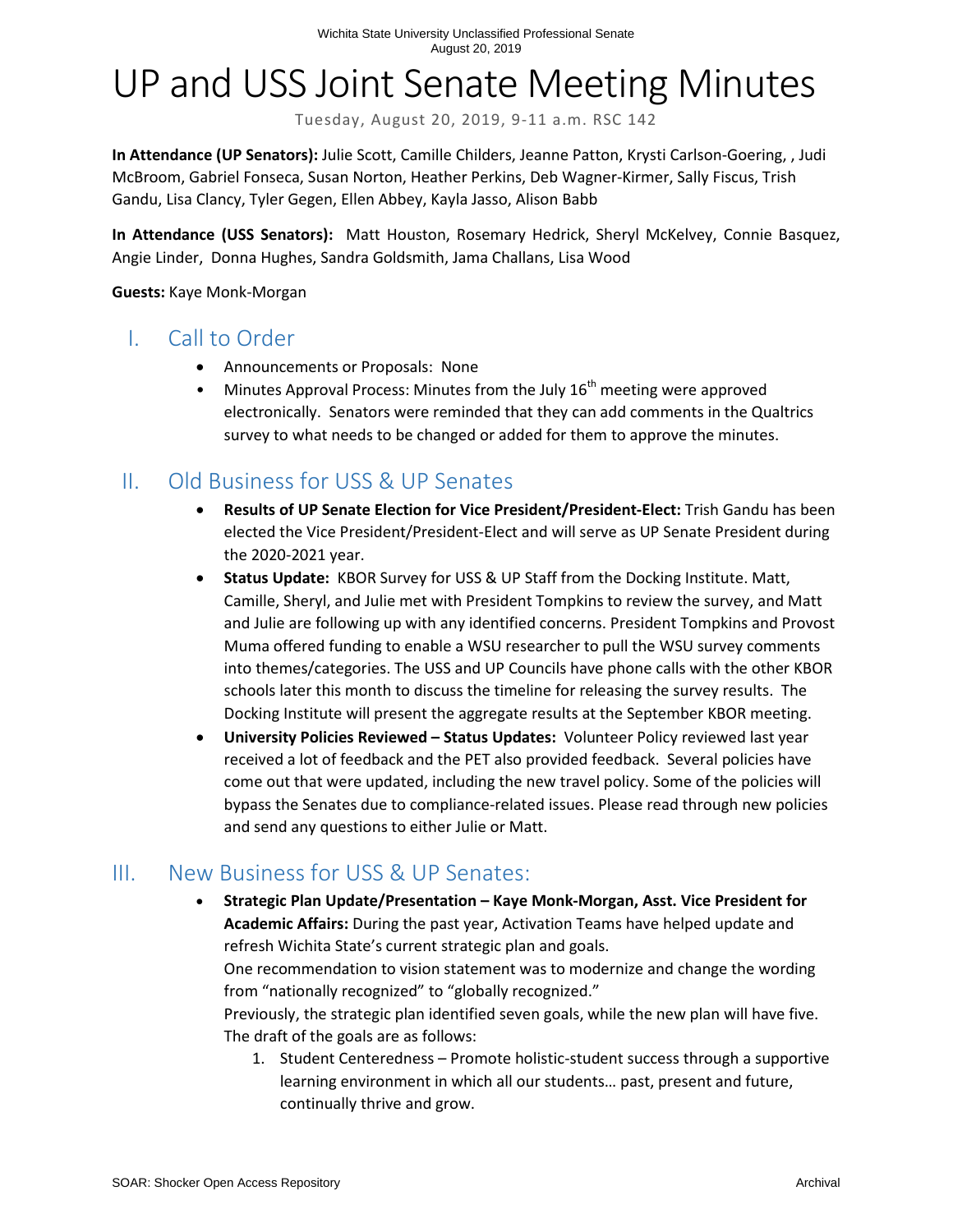# UP and USS Joint Senate Meeting Minutes

Tuesday, August 20, 2019, 9-11 a.m. RSC 142

**In Attendance (UP Senators):** Julie Scott, Camille Childers, Jeanne Patton, Krysti Carlson-Goering, , Judi McBroom, Gabriel Fonseca, Susan Norton, Heather Perkins, Deb Wagner-Kirmer, Sally Fiscus, Trish Gandu, Lisa Clancy, Tyler Gegen, Ellen Abbey, Kayla Jasso, Alison Babb

**In Attendance (USS Senators):** Matt Houston, Rosemary Hedrick, Sheryl McKelvey, Connie Basquez, Angie Linder, Donna Hughes, Sandra Goldsmith, Jama Challans, Lisa Wood

**Guests:** Kaye Monk-Morgan

## I. Call to Order

- Announcements or Proposals: None
- Minutes Approval Process: Minutes from the July 16th meeting were approved electronically. Senators were reminded that they can add comments in the Qualtrics survey to what needs to be changed or added for them to approve the minutes.

## II. Old Business for USS & UP Senates

- **Results of UP Senate Election for Vice President/President-Elect:** Trish Gandu has been elected the Vice President/President-Elect and will serve as UP Senate President during the 2020-2021 year.
- **Status Update:** KBOR Survey for USS & UP Staff from the Docking Institute. Matt, Camille, Sheryl, and Julie met with President Tompkins to review the survey, and Matt and Julie are following up with any identified concerns. President Tompkins and Provost Muma offered funding to enable a WSU researcher to pull the WSU survey comments into themes/categories. The USS and UP Councils have phone calls with the other KBOR schools later this month to discuss the timeline for releasing the survey results. The Docking Institute will present the aggregate results at the September KBOR meeting.
- **University Policies Reviewed – Status Updates:** Volunteer Policy reviewed last year received a lot of feedback and the PET also provided feedback. Several policies have come out that were updated, including the new travel policy. Some of the policies will bypass the Senates due to compliance-related issues. Please read through new policies and send any questions to either Julie or Matt.

## III. New Business for USS & UP Senates:

- **Strategic Plan Update/Presentation – Kaye Monk-Morgan, Asst. Vice President for Academic Affairs:** During the past year, Activation Teams have helped update and refresh Wichita State's current strategic plan and goals.
  One recommendation to vision statement was to modernize and change the wording from "nationally recognized" to "globally recognized."
  Previously, the strategic plan identified seven goals, while the new plan will have five. The draft of the goals are as follows:
  1. Student Centeredness – Promote holistic-student success through a supportive learning environment in which all our students… past, present and future, continually thrive and grow.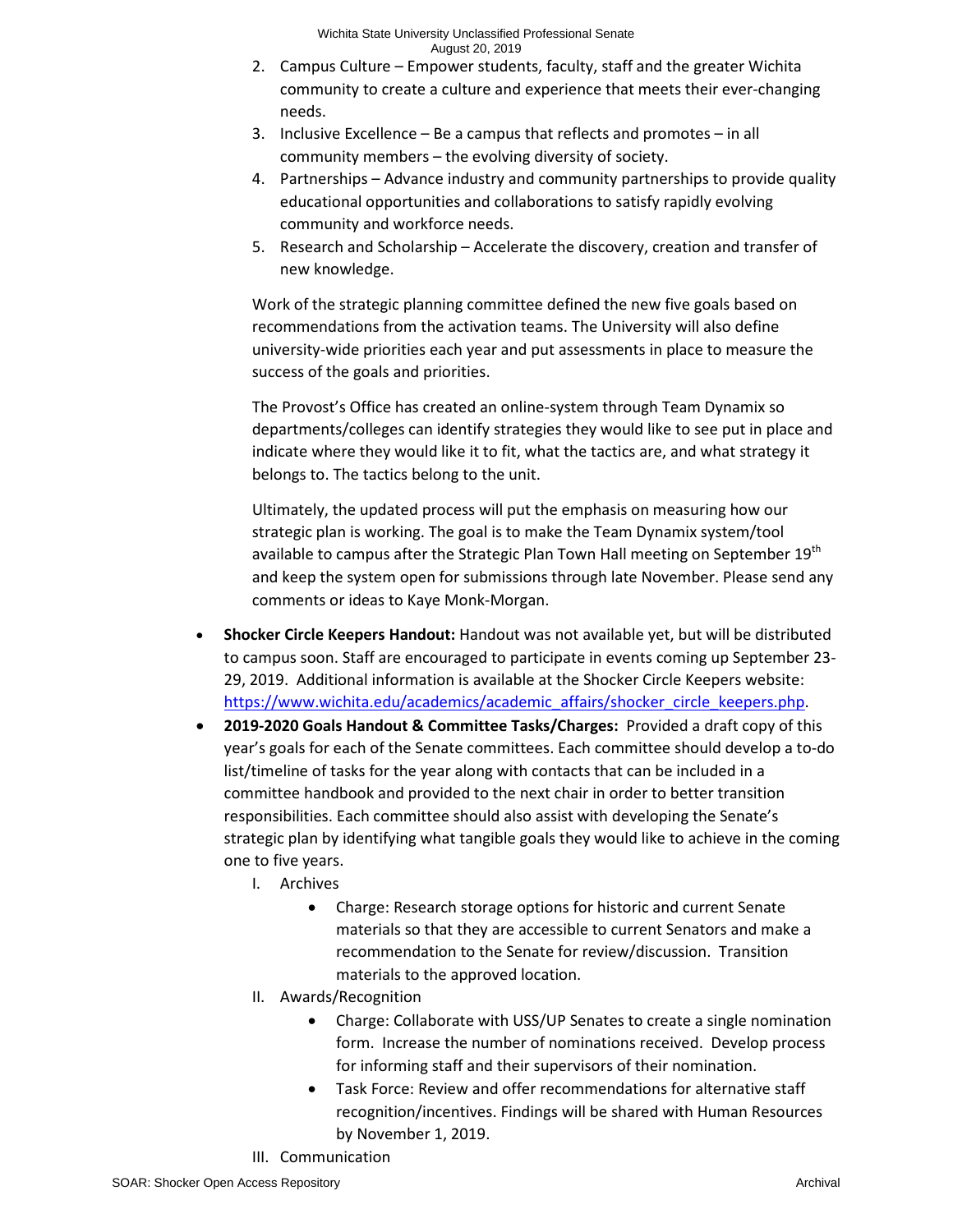2. Campus Culture – Empower students, faculty, staff and the greater Wichita community to create a culture and experience that meets their ever-changing needs.
3. Inclusive Excellence – Be a campus that reflects and promotes – in all community members – the evolving diversity of society.
4. Partnerships – Advance industry and community partnerships to provide quality educational opportunities and collaborations to satisfy rapidly evolving community and workforce needs.
5. Research and Scholarship – Accelerate the discovery, creation and transfer of new knowledge.

Work of the strategic planning committee defined the new five goals based on recommendations from the activation teams. The University will also define university-wide priorities each year and put assessments in place to measure the success of the goals and priorities.

The Provost's Office has created an online-system through Team Dynamix so departments/colleges can identify strategies they would like to see put in place and indicate where they would like it to fit, what the tactics are, and what strategy it belongs to. The tactics belong to the unit.

Ultimately, the updated process will put the emphasis on measuring how our strategic plan is working. The goal is to make the Team Dynamix system/tool available to campus after the Strategic Plan Town Hall meeting on September 19th and keep the system open for submissions through late November. Please send any comments or ideas to Kaye Monk-Morgan.

- **Shocker Circle Keepers Handout:** Handout was not available yet, but will be distributed to campus soon. Staff are encouraged to participate in events coming up September 23-29, 2019. Additional information is available at the Shocker Circle Keepers website: https://www.wichita.edu/academics/academic_affairs/shocker_circle_keepers.php.
- **2019-2020 Goals Handout & Committee Tasks/Charges:** Provided a draft copy of this year's goals for each of the Senate committees. Each committee should develop a to-do list/timeline of tasks for the year along with contacts that can be included in a committee handbook and provided to the next chair in order to better transition responsibilities. Each committee should also assist with developing the Senate's strategic plan by identifying what tangible goals they would like to achieve in the coming one to five years.
    - I. Archives
        - Charge: Research storage options for historic and current Senate materials so that they are accessible to current Senators and make a recommendation to the Senate for review/discussion. Transition materials to the approved location.
    - II. Awards/Recognition
        - Charge: Collaborate with USS/UP Senates to create a single nomination form. Increase the number of nominations received. Develop process for informing staff and their supervisors of their nomination.
        - Task Force: Review and offer recommendations for alternative staff recognition/incentives. Findings will be shared with Human Resources by November 1, 2019.
    - III. Communication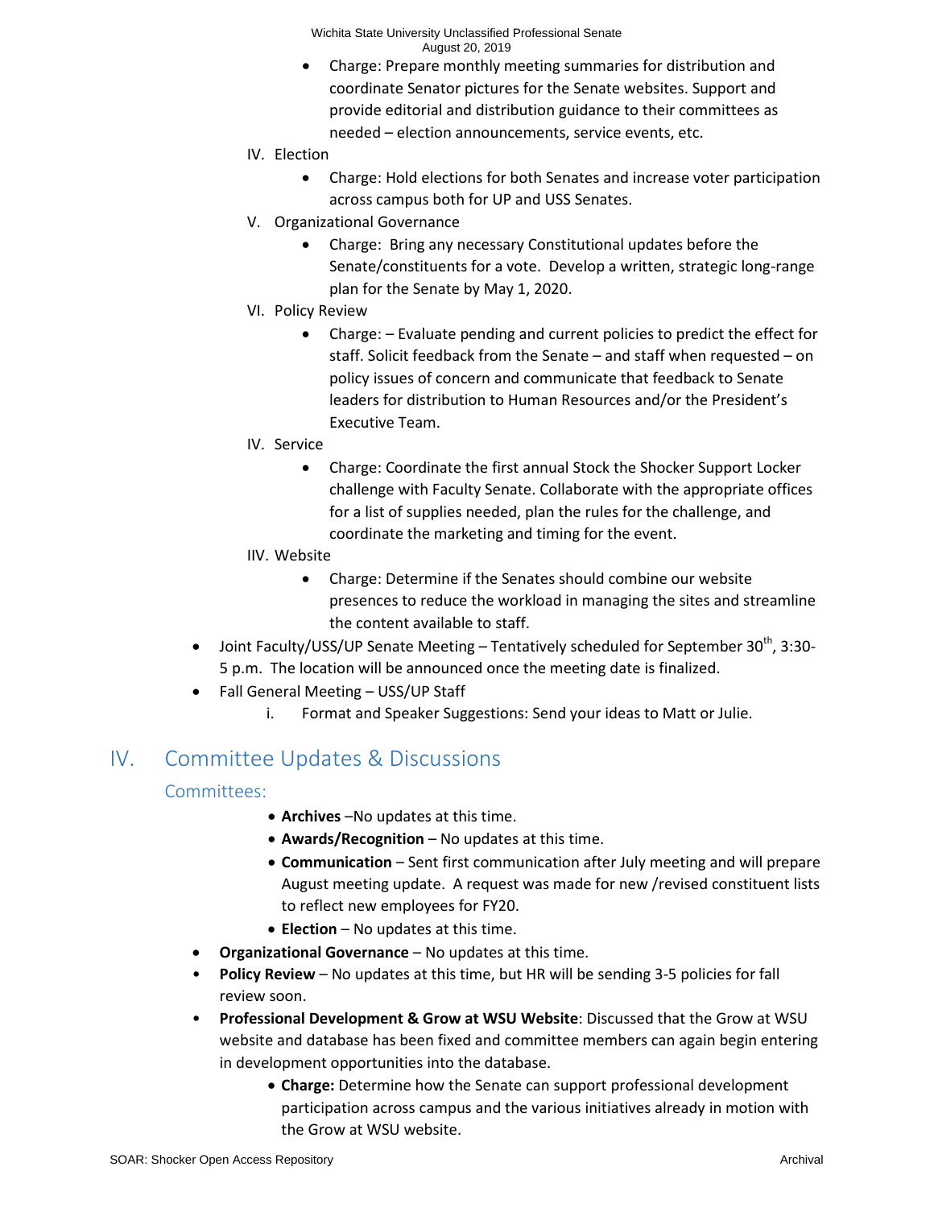- Charge: Prepare monthly meeting summaries for distribution and coordinate Senator pictures for the Senate websites. Support and provide editorial and distribution guidance to their committees as needed – election announcements, service events, etc.

IV. Election

- Charge: Hold elections for both Senates and increase voter participation across campus both for UP and USS Senates.

V. Organizational Governance

- Charge: Bring any necessary Constitutional updates before the Senate/constituents for a vote. Develop a written, strategic long-range plan for the Senate by May 1, 2020.

VI. Policy Review

- Charge: – Evaluate pending and current policies to predict the effect for staff. Solicit feedback from the Senate – and staff when requested – on policy issues of concern and communicate that feedback to Senate leaders for distribution to Human Resources and/or the President's Executive Team.

IV. Service

- Charge: Coordinate the first annual Stock the Shocker Support Locker challenge with Faculty Senate. Collaborate with the appropriate offices for a list of supplies needed, plan the rules for the challenge, and coordinate the marketing and timing for the event.

IIV. Website

- Charge: Determine if the Senates should combine our website presences to reduce the workload in managing the sites and streamline the content available to staff.

- Joint Faculty/USS/UP Senate Meeting – Tentatively scheduled for September 30th, 3:30-5 p.m. The location will be announced once the meeting date is finalized.
- Fall General Meeting – USS/UP Staff
  i. Format and Speaker Suggestions: Send your ideas to Matt or Julie.

# IV. Committee Updates & Discussions

## Committees:

- **Archives** –No updates at this time.
- **Awards/Recognition** – No updates at this time.
- **Communication** – Sent first communication after July meeting and will prepare August meeting update. A request was made for new /revised constituent lists to reflect new employees for FY20.
- **Election** – No updates at this time.
- **Organizational Governance** – No updates at this time.
- **Policy Review** – No updates at this time, but HR will be sending 3-5 policies for fall review soon.
- **Professional Development & Grow at WSU Website**: Discussed that the Grow at WSU website and database has been fixed and committee members can again begin entering in development opportunities into the database.
  - **Charge:** Determine how the Senate can support professional development participation across campus and the various initiatives already in motion with the Grow at WSU website.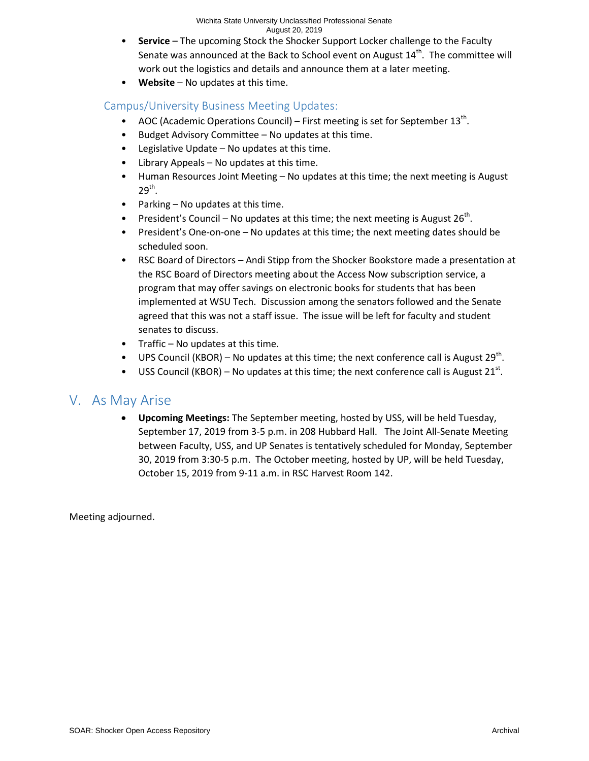- **Service** – The upcoming Stock the Shocker Support Locker challenge to the Faculty Senate was announced at the Back to School event on August 14th. The committee will work out the logistics and details and announce them at a later meeting.
- **Website** – No updates at this time.

### Campus/University Business Meeting Updates:

- AOC (Academic Operations Council) – First meeting is set for September 13th.
- Budget Advisory Committee – No updates at this time.
- Legislative Update – No updates at this time.
- Library Appeals – No updates at this time.
- Human Resources Joint Meeting – No updates at this time; the next meeting is August 29th.
- Parking – No updates at this time.
- President's Council – No updates at this time; the next meeting is August 26th.
- President's One-on-one – No updates at this time; the next meeting dates should be scheduled soon.
- RSC Board of Directors – Andi Stipp from the Shocker Bookstore made a presentation at the RSC Board of Directors meeting about the Access Now subscription service, a program that may offer savings on electronic books for students that has been implemented at WSU Tech. Discussion among the senators followed and the Senate agreed that this was not a staff issue. The issue will be left for faculty and student senates to discuss.
- Traffic – No updates at this time.
- UPS Council (KBOR) – No updates at this time; the next conference call is August 29th.
- USS Council (KBOR) – No updates at this time; the next conference call is August 21st.

## V. As May Arise

- **Upcoming Meetings:** The September meeting, hosted by USS, will be held Tuesday, September 17, 2019 from 3-5 p.m. in 208 Hubbard Hall. The Joint All-Senate Meeting between Faculty, USS, and UP Senates is tentatively scheduled for Monday, September 30, 2019 from 3:30-5 p.m. The October meeting, hosted by UP, will be held Tuesday, October 15, 2019 from 9-11 a.m. in RSC Harvest Room 142.

Meeting adjourned.